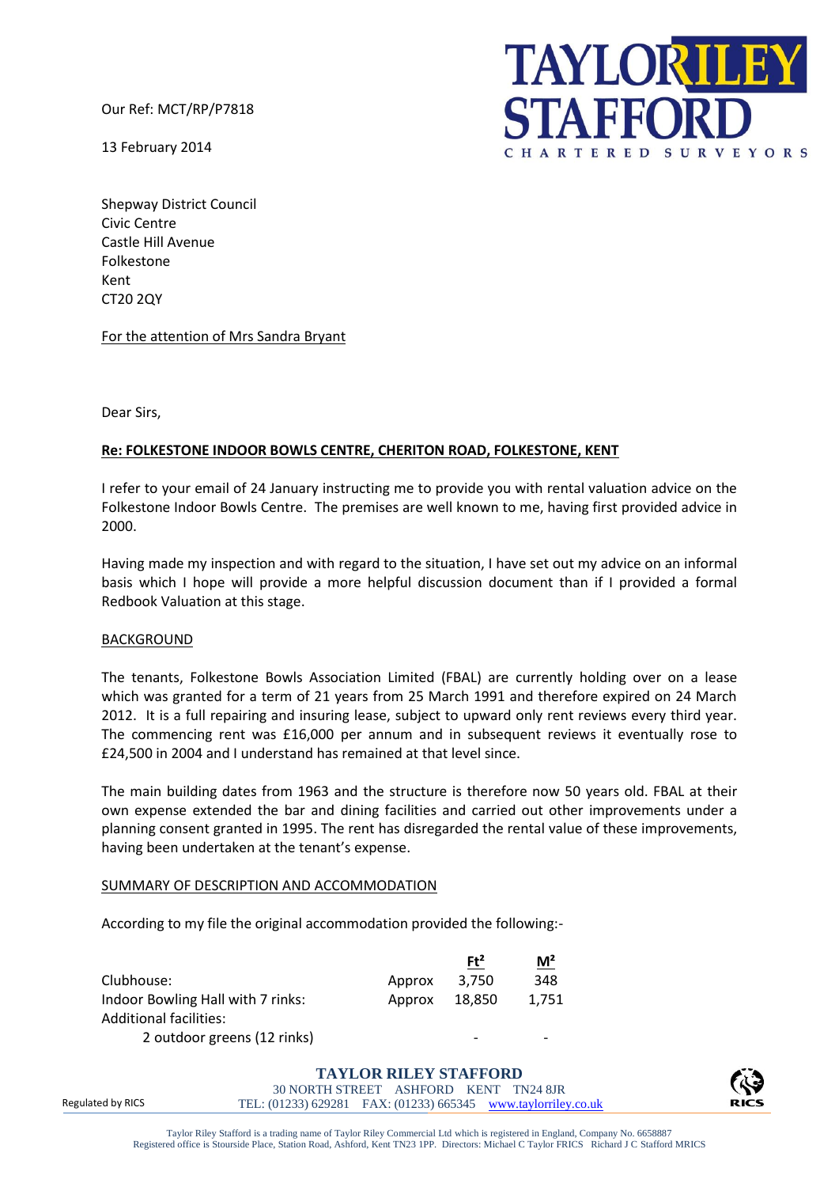Our Ref: MCT/RP/P7818

13 February 2014

**TAYLOR RILEY STAFFORD**
CHARTERED SURVEYORS

Shepway District Council
Civic Centre
Castle Hill Avenue
Folkestone
Kent
CT20 2QY

For the attention of Mrs Sandra Bryant

Dear Sirs,

**Re: FOLKESTONE INDOOR BOWLS CENTRE, CHERITON ROAD, FOLKESTONE, KENT**

I refer to your email of 24 January instructing me to provide you with rental valuation advice on the Folkestone Indoor Bowls Centre. The premises are well known to me, having first provided advice in 2000.

Having made my inspection and with regard to the situation, I have set out my advice on an informal basis which I hope will provide a more helpful discussion document than if I provided a formal Redbook Valuation at this stage.

BACKGROUND

The tenants, Folkestone Bowls Association Limited (FBAL) are currently holding over on a lease which was granted for a term of 21 years from 25 March 1991 and therefore expired on 24 March 2012. It is a full repairing and insuring lease, subject to upward only rent reviews every third year. The commencing rent was £16,000 per annum and in subsequent reviews it eventually rose to £24,500 in 2004 and I understand has remained at that level since.

The main building dates from 1963 and the structure is therefore now 50 years old. FBAL at their own expense extended the bar and dining facilities and carried out other improvements under a planning consent granted in 1995. The rent has disregarded the rental value of these improvements, having been undertaken at the tenant's expense.

SUMMARY OF DESCRIPTION AND ACCOMMODATION

According to my file the original accommodation provided the following:-

| | | Ft² | M² |
|---|---|---|---|
| Clubhouse: | Approx | 3,750 | 348 |
| Indoor Bowling Hall with 7 rinks: | Approx | 18,850 | 1,751 |
| Additional facilities: | | | |
| 2 outdoor greens (12 rinks) | | - | - |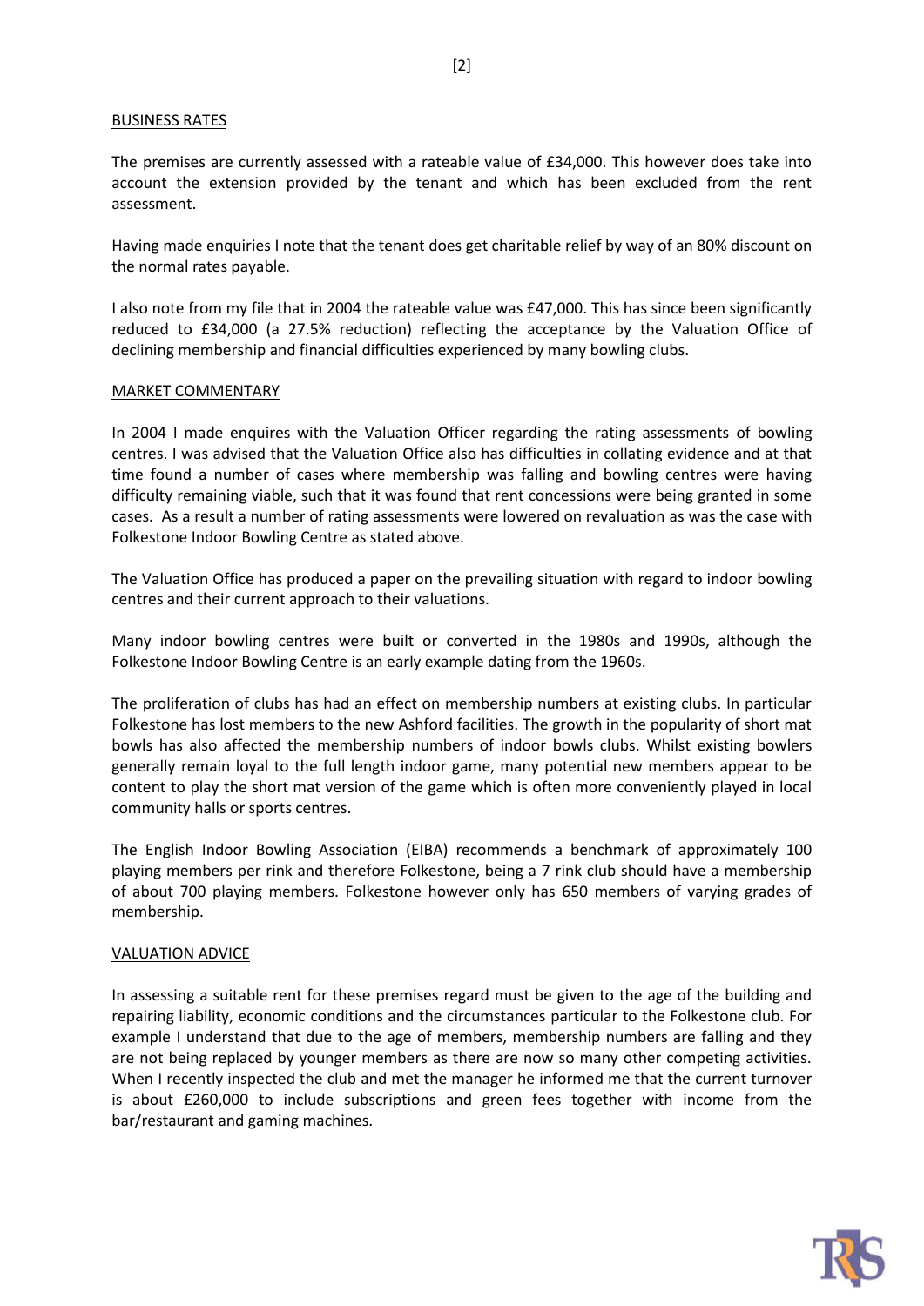BUSINESS RATES

The premises are currently assessed with a rateable value of £34,000. This however does take into account the extension provided by the tenant and which has been excluded from the rent assessment.

Having made enquiries I note that the tenant does get charitable relief by way of an 80% discount on the normal rates payable.

I also note from my file that in 2004 the rateable value was £47,000. This has since been significantly reduced to £34,000 (a 27.5% reduction) reflecting the acceptance by the Valuation Office of declining membership and financial difficulties experienced by many bowling clubs.

MARKET COMMENTARY

In 2004 I made enquires with the Valuation Officer regarding the rating assessments of bowling centres. I was advised that the Valuation Office also has difficulties in collating evidence and at that time found a number of cases where membership was falling and bowling centres were having difficulty remaining viable, such that it was found that rent concessions were being granted in some cases. As a result a number of rating assessments were lowered on revaluation as was the case with Folkestone Indoor Bowling Centre as stated above.

The Valuation Office has produced a paper on the prevailing situation with regard to indoor bowling centres and their current approach to their valuations.

Many indoor bowling centres were built or converted in the 1980s and 1990s, although the Folkestone Indoor Bowling Centre is an early example dating from the 1960s.

The proliferation of clubs has had an effect on membership numbers at existing clubs. In particular Folkestone has lost members to the new Ashford facilities. The growth in the popularity of short mat bowls has also affected the membership numbers of indoor bowls clubs. Whilst existing bowlers generally remain loyal to the full length indoor game, many potential new members appear to be content to play the short mat version of the game which is often more conveniently played in local community halls or sports centres.

The English Indoor Bowling Association (EIBA) recommends a benchmark of approximately 100 playing members per rink and therefore Folkestone, being a 7 rink club should have a membership of about 700 playing members. Folkestone however only has 650 members of varying grades of membership.

VALUATION ADVICE

In assessing a suitable rent for these premises regard must be given to the age of the building and repairing liability, economic conditions and the circumstances particular to the Folkestone club. For example I understand that due to the age of members, membership numbers are falling and they are not being replaced by younger members as there are now so many other competing activities. When I recently inspected the club and met the manager he informed me that the current turnover is about £260,000 to include subscriptions and green fees together with income from the bar/restaurant and gaming machines.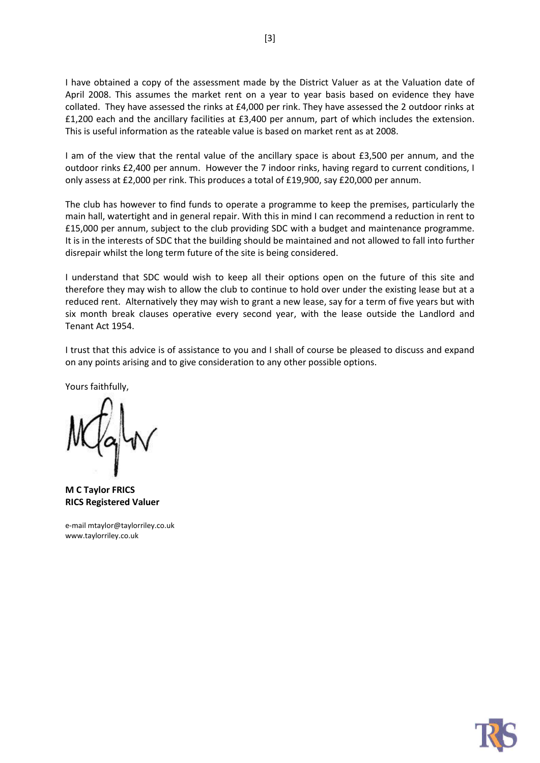I have obtained a copy of the assessment made by the District Valuer as at the Valuation date of April 2008. This assumes the market rent on a year to year basis based on evidence they have collated. They have assessed the rinks at £4,000 per rink. They have assessed the 2 outdoor rinks at £1,200 each and the ancillary facilities at £3,400 per annum, part of which includes the extension. This is useful information as the rateable value is based on market rent as at 2008.

I am of the view that the rental value of the ancillary space is about £3,500 per annum, and the outdoor rinks £2,400 per annum. However the 7 indoor rinks, having regard to current conditions, I only assess at £2,000 per rink. This produces a total of £19,900, say £20,000 per annum.

The club has however to find funds to operate a programme to keep the premises, particularly the main hall, watertight and in general repair. With this in mind I can recommend a reduction in rent to £15,000 per annum, subject to the club providing SDC with a budget and maintenance programme. It is in the interests of SDC that the building should be maintained and not allowed to fall into further disrepair whilst the long term future of the site is being considered.

I understand that SDC would wish to keep all their options open on the future of this site and therefore they may wish to allow the club to continue to hold over under the existing lease but at a reduced rent. Alternatively they may wish to grant a new lease, say for a term of five years but with six month break clauses operative every second year, with the lease outside the Landlord and Tenant Act 1954.

I trust that this advice is of assistance to you and I shall of course be pleased to discuss and expand on any points arising and to give consideration to any other possible options.

Yours faithfully,

**M C Taylor FRICS**
**RICS Registered Valuer**

e-mail mtaylor@taylorriley.co.uk
www.taylorriley.co.uk